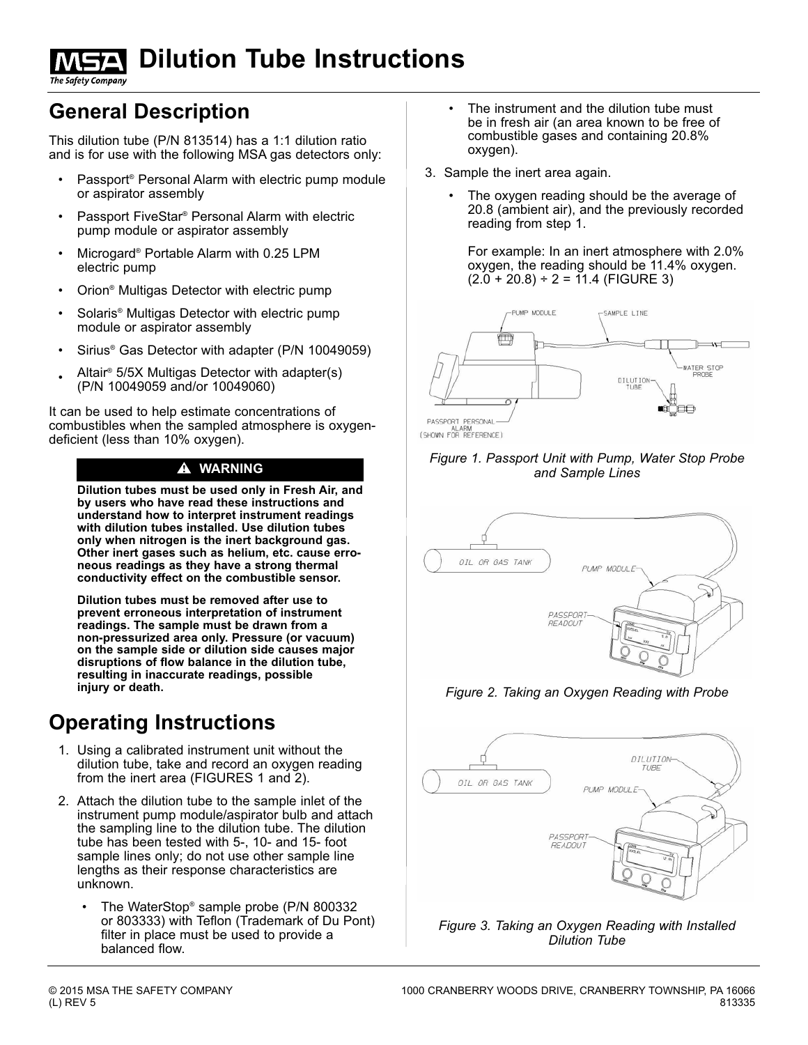# Dilution Tube Instructions

## General Description

This dilution tube (P/N 813514) has a 1:1 dilution ratio and is for use with the following MSA gas detectors only:

- Passport® Personal Alarm with electric pump module or aspirator assembly
- Passport FiveStar® Personal Alarm with electric pump module or aspirator assembly
- Micrograd® Portable Alarm with 0.25 LPM electric pump
- Orion® Multigas Detector with electric pump
- Solaris® Multigas Detector with electric pump module or aspirator assembly
- Sirius® Gas Detector with adapter (P/N 10049059)
- Altair® 5/5X Multigas Detector with adapter(s) (P/N 10049059 and/or 10049060)

It can be used to help estimate concentrations of combustibles when the sampled atmosphere is oxygen-deficient (less than 10% oxygen).

> **⚠ WARNING**
>
> **Dilution tubes must be used only in Fresh Air, and by users who have read these instructions and understand how to interpret instrument readings with dilution tubes installed. Use dilution tubes only when nitrogen is the inert background gas. Other inert gases such as helium, etc. cause erroneous readings as they have a strong thermal conductivity effect on the combustible sensor.**
>
> **Dilution tubes must be removed after use to prevent erroneous interpretation of instrument readings. The sample must be drawn from a non-pressurized area only. Pressure (or vacuum) on the sample side or dilution side causes major disruptions of flow balance in the dilution tube, resulting in inaccurate readings, possible injury or death.**

## Operating Instructions

1. Using a calibrated instrument unit without the dilution tube, take and record an oxygen reading from the inert area (FIGURES 1 and 2).
2. Attach the dilution tube to the sample inlet of the instrument pump module/aspirator bulb and attach the sampling line to the dilution tube. The dilution tube has been tested with 5-, 10- and 15- foot sample lines only; do not use other sample line lengths as their response characteristics are unknown.
   - The WaterStop® sample probe (P/N 800332 or 803333) with Teflon (Trademark of Du Pont) filter in place must be used to provide a balanced flow.
   - The instrument and the dilution tube must be in fresh air (an area known to be free of combustible gases and containing 20.8% oxygen).
3. Sample the inert area again.
   - The oxygen reading should be the average of 20.8 (ambient air), and the previously recorded reading from step 1.

     For example: In an inert atmosphere with 2.0% oxygen, the reading should be 11.4% oxygen. $(2.0 + 20.8) \div 2 = 11.4$ (FIGURE 3)

*Figure 1. Passport Unit with Pump, Water Stop Probe and Sample Lines*

*Figure 2. Taking an Oxygen Reading with Probe*

*Figure 3. Taking an Oxygen Reading with Installed Dilution Tube*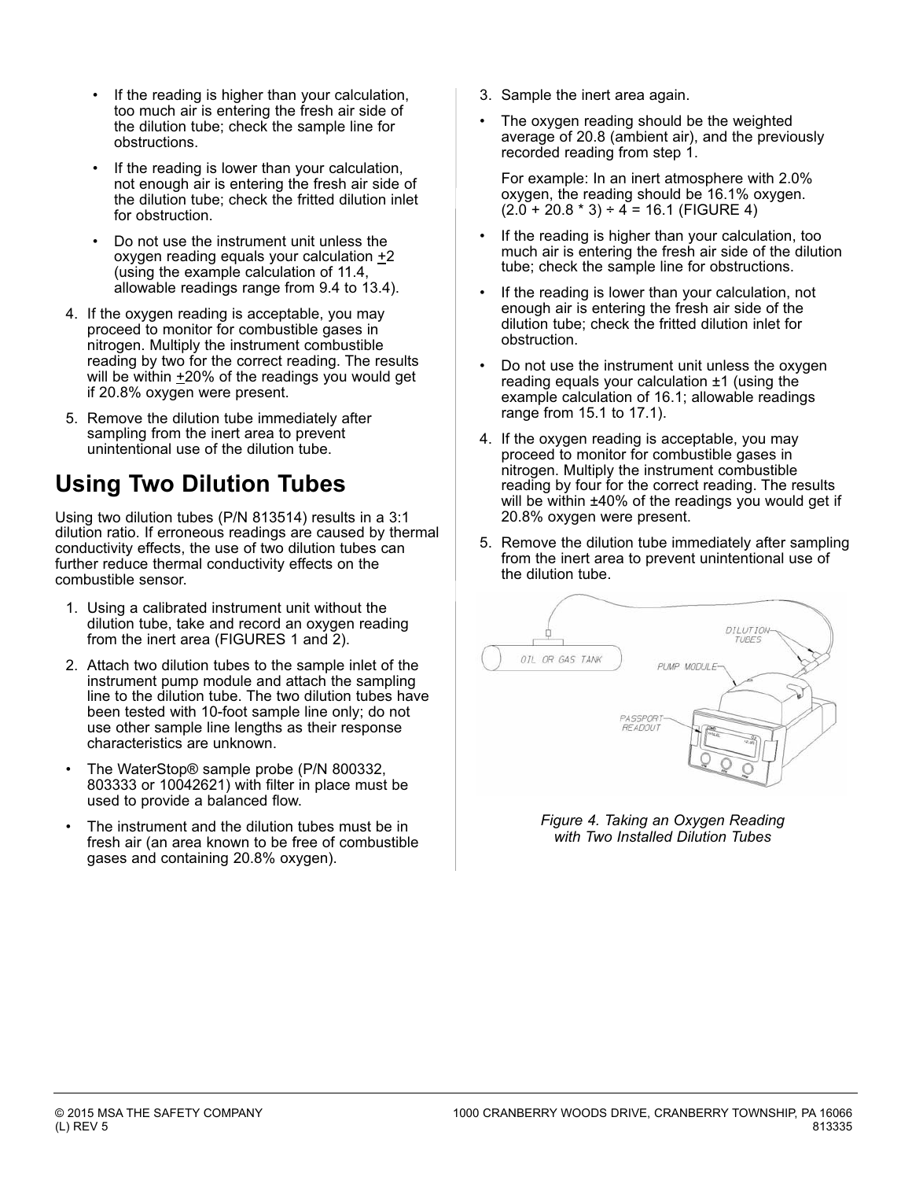- If the reading is higher than your calculation, too much air is entering the fresh air side of the dilution tube; check the sample line for obstructions.
- If the reading is lower than your calculation, not enough air is entering the fresh air side of the dilution tube; check the fritted dilution inlet for obstruction.
- Do not use the instrument unit unless the oxygen reading equals your calculation ±2 (using the example calculation of 11.4, allowable readings range from 9.4 to 13.4).

4. If the oxygen reading is acceptable, you may proceed to monitor for combustible gases in nitrogen. Multiply the instrument combustible reading by two for the correct reading. The results will be within ±20% of the readings you would get if 20.8% oxygen were present.
5. Remove the dilution tube immediately after sampling from the inert area to prevent unintentional use of the dilution tube.

## Using Two Dilution Tubes

Using two dilution tubes (P/N 813514) results in a 3:1 dilution ratio. If erroneous readings are caused by thermal conductivity effects, the use of two dilution tubes can further reduce thermal conductivity effects on the combustible sensor.

1. Using a calibrated instrument unit without the dilution tube, take and record an oxygen reading from the inert area (FIGURES 1 and 2).
2. Attach two dilution tubes to the sample inlet of the instrument pump module and attach the sampling line to the dilution tube. The two dilution tubes have been tested with 10-foot sample line only; do not use other sample line lengths as their response characteristics are unknown.

- The WaterStop® sample probe (P/N 800332, 803333 or 10042621) with filter in place must be used to provide a balanced flow.
- The instrument and the dilution tubes must be in fresh air (an area known to be free of combustible gases and containing 20.8% oxygen).

3. Sample the inert area again.

- The oxygen reading should be the weighted average of 20.8 (ambient air), and the previously recorded reading from step 1.

  For example: In an inert atmosphere with 2.0% oxygen, the reading should be 16.1% oxygen. (2.0 + 20.8 * 3) ÷ 4 = 16.1 (FIGURE 4)

- If the reading is higher than your calculation, too much air is entering the fresh air side of the dilution tube; check the sample line for obstructions.
- If the reading is lower than your calculation, not enough air is entering the fresh air side of the dilution tube; check the fritted dilution inlet for obstruction.
- Do not use the instrument unit unless the oxygen reading equals your calculation ±1 (using the example calculation of 16.1; allowable readings range from 15.1 to 17.1).

4. If the oxygen reading is acceptable, you may proceed to monitor for combustible gases in nitrogen. Multiply the instrument combustible reading by four for the correct reading. The results will be within ±40% of the readings you would get if 20.8% oxygen were present.
5. Remove the dilution tube immediately after sampling from the inert area to prevent unintentional use of the dilution tube.

DILUTION TUBES

OIL OR GAS TANK

PUMP MODULE

PASSPORT READOUT

*Figure 4. Taking an Oxygen Reading with Two Installed Dilution Tubes*